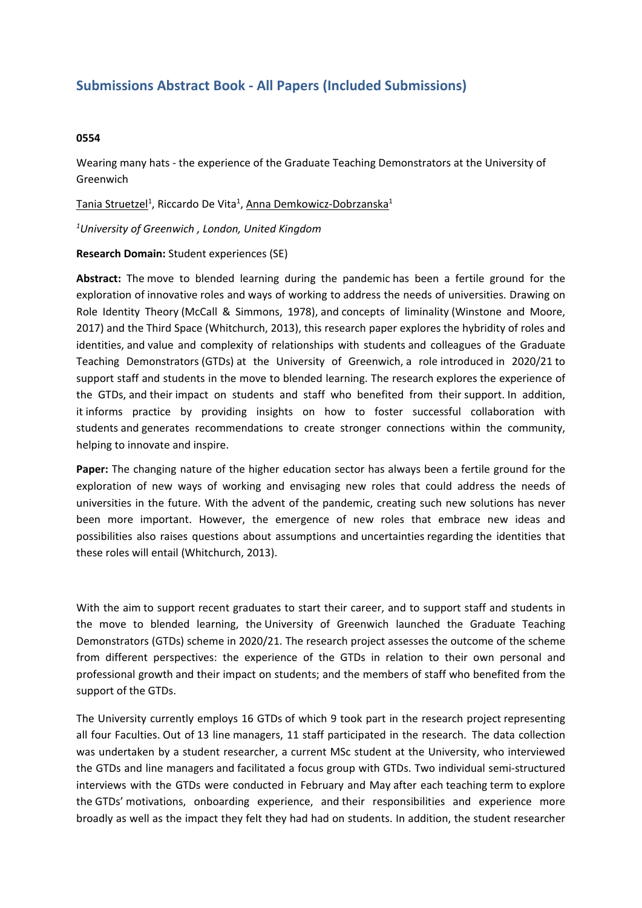# Submissions Abstract Book - All Papers (Included Submissions)

**0554**

Wearing many hats - the experience of the Graduate Teaching Demonstrators at the University of Greenwich

Tania Struetzel[1], Riccardo De Vita[1], Anna Demkowicz-Dobrzanska[1]

*[1]University of Greenwich , London, United Kingdom*

**Research Domain:** Student experiences (SE)

**Abstract:** The move to blended learning during the pandemic has been a fertile ground for the exploration of innovative roles and ways of working to address the needs of universities. Drawing on Role Identity Theory (McCall & Simmons, 1978), and concepts of liminality (Winstone and Moore, 2017) and the Third Space (Whitchurch, 2013), this research paper explores the hybridity of roles and identities, and value and complexity of relationships with students and colleagues of the Graduate Teaching Demonstrators (GTDs) at the University of Greenwich, a role introduced in 2020/21 to support staff and students in the move to blended learning. The research explores the experience of the GTDs, and their impact on students and staff who benefited from their support. In addition, it informs practice by providing insights on how to foster successful collaboration with students and generates recommendations to create stronger connections within the community, helping to innovate and inspire.

**Paper:** The changing nature of the higher education sector has always been a fertile ground for the exploration of new ways of working and envisaging new roles that could address the needs of universities in the future. With the advent of the pandemic, creating such new solutions has never been more important. However, the emergence of new roles that embrace new ideas and possibilities also raises questions about assumptions and uncertainties regarding the identities that these roles will entail (Whitchurch, 2013).

With the aim to support recent graduates to start their career, and to support staff and students in the move to blended learning, the University of Greenwich launched the Graduate Teaching Demonstrators (GTDs) scheme in 2020/21. The research project assesses the outcome of the scheme from different perspectives: the experience of the GTDs in relation to their own personal and professional growth and their impact on students; and the members of staff who benefited from the support of the GTDs.

The University currently employs 16 GTDs of which 9 took part in the research project representing all four Faculties. Out of 13 line managers, 11 staff participated in the research. The data collection was undertaken by a student researcher, a current MSc student at the University, who interviewed the GTDs and line managers and facilitated a focus group with GTDs. Two individual semi-structured interviews with the GTDs were conducted in February and May after each teaching term to explore the GTDs' motivations, onboarding experience, and their responsibilities and experience more broadly as well as the impact they felt they had had on students. In addition, the student researcher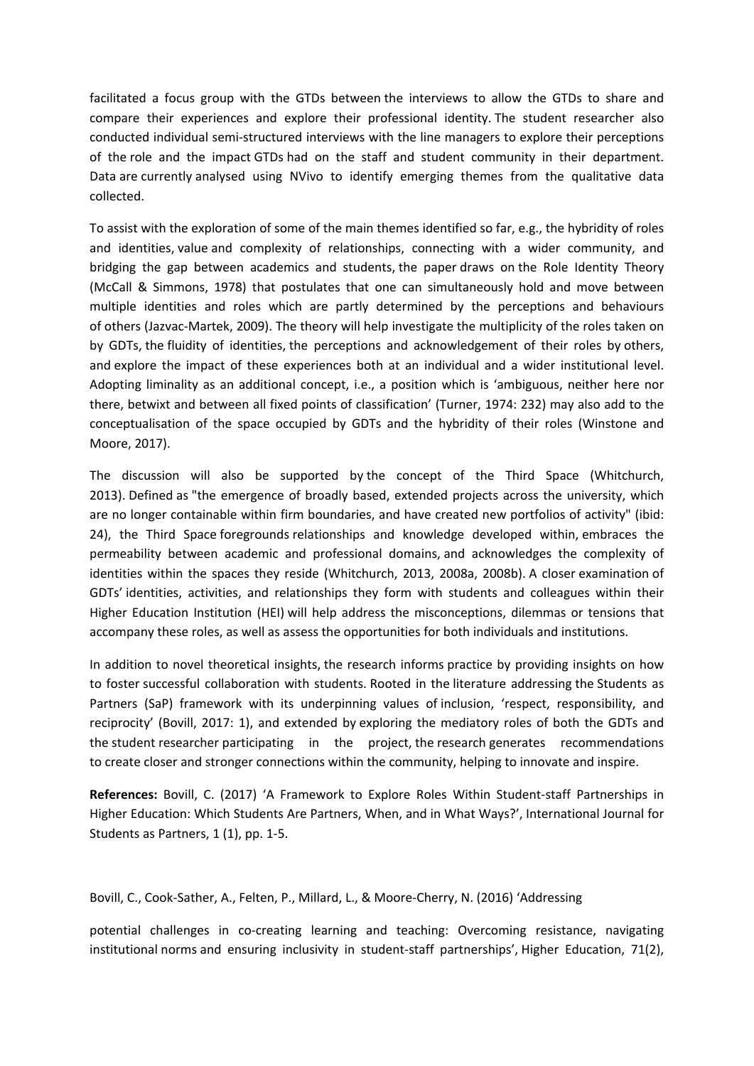facilitated a focus group with the GTDs between the interviews to allow the GTDs to share and compare their experiences and explore their professional identity. The student researcher also conducted individual semi-structured interviews with the line managers to explore their perceptions of the role and the impact GTDs had on the staff and student community in their department. Data are currently analysed using NVivo to identify emerging themes from the qualitative data collected.

To assist with the exploration of some of the main themes identified so far, e.g., the hybridity of roles and identities, value and complexity of relationships, connecting with a wider community, and bridging the gap between academics and students, the paper draws on the Role Identity Theory (McCall & Simmons, 1978) that postulates that one can simultaneously hold and move between multiple identities and roles which are partly determined by the perceptions and behaviours of others (Jazvac-Martek, 2009). The theory will help investigate the multiplicity of the roles taken on by GDTs, the fluidity of identities, the perceptions and acknowledgement of their roles by others, and explore the impact of these experiences both at an individual and a wider institutional level. Adopting liminality as an additional concept, i.e., a position which is 'ambiguous, neither here nor there, betwixt and between all fixed points of classification' (Turner, 1974: 232) may also add to the conceptualisation of the space occupied by GDTs and the hybridity of their roles (Winstone and Moore, 2017).

The discussion will also be supported by the concept of the Third Space (Whitchurch, 2013). Defined as "the emergence of broadly based, extended projects across the university, which are no longer containable within firm boundaries, and have created new portfolios of activity" (ibid: 24), the Third Space foregrounds relationships and knowledge developed within, embraces the permeability between academic and professional domains, and acknowledges the complexity of identities within the spaces they reside (Whitchurch, 2013, 2008a, 2008b). A closer examination of GDTs' identities, activities, and relationships they form with students and colleagues within their Higher Education Institution (HEI) will help address the misconceptions, dilemmas or tensions that accompany these roles, as well as assess the opportunities for both individuals and institutions.

In addition to novel theoretical insights, the research informs practice by providing insights on how to foster successful collaboration with students. Rooted in the literature addressing the Students as Partners (SaP) framework with its underpinning values of inclusion, 'respect, responsibility, and reciprocity' (Bovill, 2017: 1), and extended by exploring the mediatory roles of both the GDTs and the student researcher participating in the project, the research generates recommendations to create closer and stronger connections within the community, helping to innovate and inspire.

**References:** Bovill, C. (2017) 'A Framework to Explore Roles Within Student-staff Partnerships in Higher Education: Which Students Are Partners, When, and in What Ways?', International Journal for Students as Partners, 1 (1), pp. 1-5.

Bovill, C., Cook-Sather, A., Felten, P., Millard, L., & Moore-Cherry, N. (2016) 'Addressing

potential challenges in co-creating learning and teaching: Overcoming resistance, navigating institutional norms and ensuring inclusivity in student-staff partnerships', Higher Education, 71(2),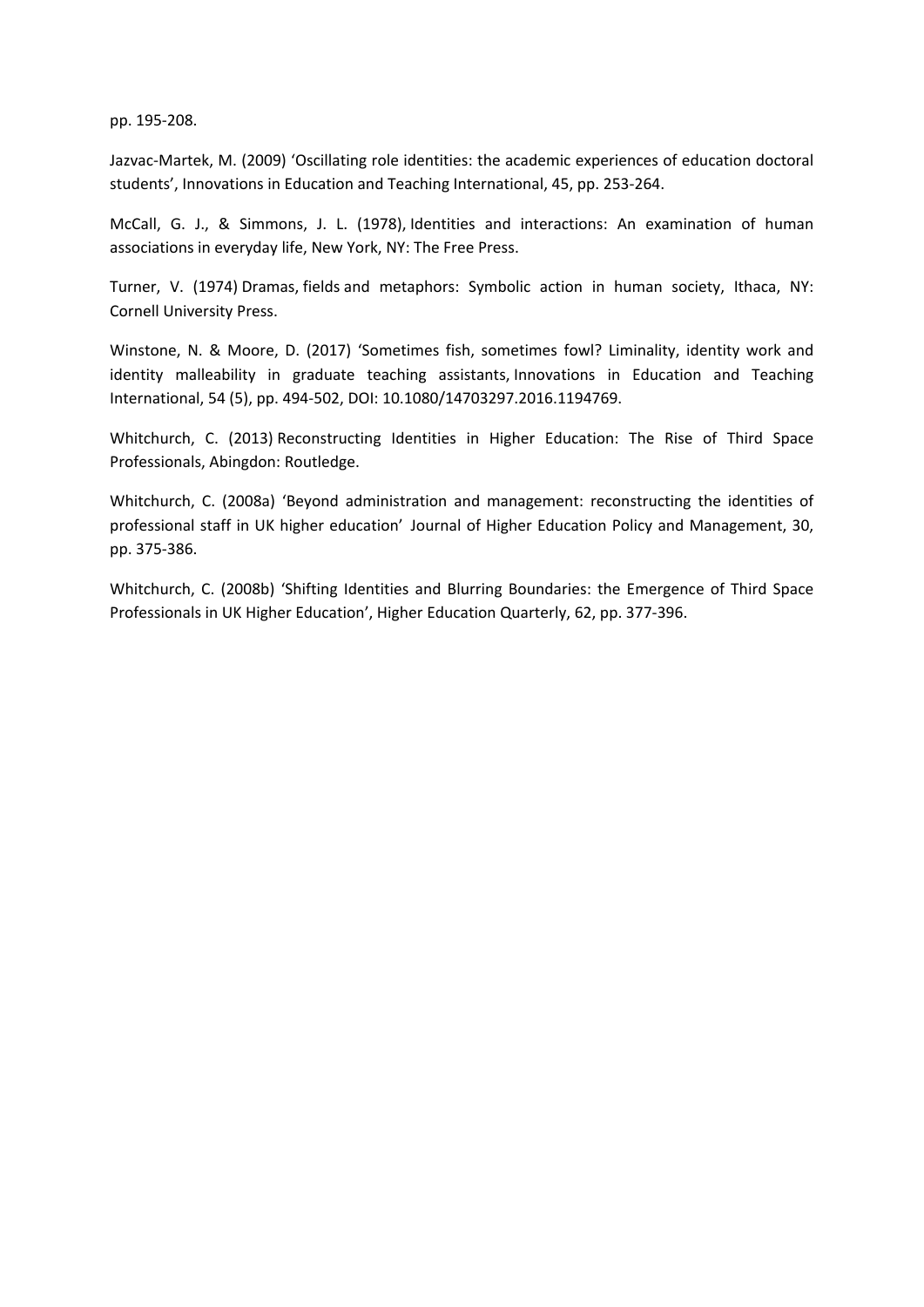pp. 195-208.

Jazvac-Martek, M. (2009) 'Oscillating role identities: the academic experiences of education doctoral students', Innovations in Education and Teaching International, 45, pp. 253-264.

McCall, G. J., & Simmons, J. L. (1978), Identities and interactions: An examination of human associations in everyday life, New York, NY: The Free Press.

Turner, V. (1974) Dramas, fields and metaphors: Symbolic action in human society, Ithaca, NY: Cornell University Press.

Winstone, N. & Moore, D. (2017) 'Sometimes fish, sometimes fowl? Liminality, identity work and identity malleability in graduate teaching assistants, Innovations in Education and Teaching International, 54 (5), pp. 494-502, DOI: 10.1080/14703297.2016.1194769.

Whitchurch, C. (2013) Reconstructing Identities in Higher Education: The Rise of Third Space Professionals, Abingdon: Routledge.

Whitchurch, C. (2008a) 'Beyond administration and management: reconstructing the identities of professional staff in UK higher education' Journal of Higher Education Policy and Management, 30, pp. 375-386.

Whitchurch, C. (2008b) 'Shifting Identities and Blurring Boundaries: the Emergence of Third Space Professionals in UK Higher Education', Higher Education Quarterly, 62, pp. 377-396.